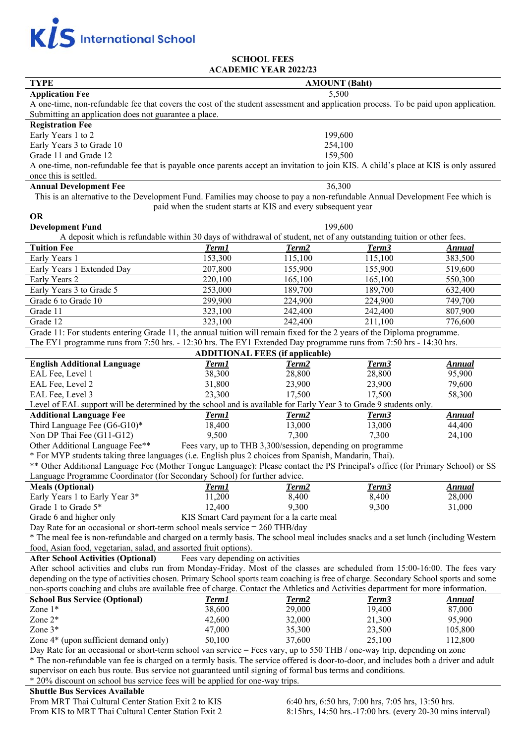KIS International School

## SCHOOL FEES
## ACADEMIC YEAR 2022/23

| TYPE | AMOUNT (Baht) |
|---|---|
| **Application Fee** | 5,500 |

A one-time, non-refundable fee that covers the cost of the student assessment and application process. To be paid upon application. Submitting an application does not guarantee a place.

| **Registration Fee** | |
|---|---|
| Early Years 1 to 2 | 199,600 |
| Early Years 3 to Grade 10 | 254,100 |
| Grade 11 and Grade 12 | 159,500 |

A one-time, non-refundable fee that is payable once parents accept an invitation to join KIS. A child's place at KIS is only assured once this is settled.

| **Annual Development Fee** | 36,300 |
|---|---|

This is an alternative to the Development Fund. Families may choose to pay a non-refundable Annual Development Fee which is paid when the student starts at KIS and every subsequent year

**OR**

| **Development Fund** | 199,600 |
|---|---|

A deposit which is refundable within 30 days of withdrawal of student, net of any outstanding tuition or other fees.

| **Tuition Fee** | ***Term1*** | ***Term2*** | ***Term3*** | ***Annual*** |
|---|---|---|---|---|
| Early Years 1 | 153,300 | 115,100 | 115,100 | 383,500 |
| Early Years 1 Extended Day | 207,800 | 155,900 | 155,900 | 519,600 |
| Early Years 2 | 220,100 | 165,100 | 165,100 | 550,300 |
| Early Years 3 to Grade 5 | 253,000 | 189,700 | 189,700 | 632,400 |
| Grade 6 to Grade 10 | 299,900 | 224,900 | 224,900 | 749,700 |
| Grade 11 | 323,100 | 242,400 | 242,400 | 807,900 |
| Grade 12 | 323,100 | 242,400 | 211,100 | 776,600 |

Grade 11: For students entering Grade 11, the annual tuition will remain fixed for the 2 years of the Diploma programme.
The EY1 programme runs from 7:50 hrs. - 12:30 hrs. The EY1 Extended Day programme runs from 7:50 hrs - 14:30 hrs.

### ADDITIONAL FEES (if applicable)

| **English Additional Language** | ***Term1*** | ***Term2*** | ***Term3*** | ***Annual*** |
|---|---|---|---|---|
| EAL Fee, Level 1 | 38,300 | 28,800 | 28,800 | 95,900 |
| EAL Fee, Level 2 | 31,800 | 23,900 | 23,900 | 79,600 |
| EAL Fee, Level 3 | 23,300 | 17,500 | 17,500 | 58,300 |

Level of EAL support will be determined by the school and is available for Early Year 3 to Grade 9 students only.

| **Additional Language Fee** | ***Term1*** | ***Term2*** | ***Term3*** | ***Annual*** |
|---|---|---|---|---|
| Third Language Fee (G6-G10)* | 18,400 | 13,000 | 13,000 | 44,400 |
| Non DP Thai Fee (G11-G12) | 9,500 | 7,300 | 7,300 | 24,100 |
| Other Additional Language Fee** | Fees vary, up to THB 3,300/session, depending on programme | | | |

* For MYP students taking three languages (i.e. English plus 2 choices from Spanish, Mandarin, Thai).
** Other Additional Language Fee (Mother Tongue Language): Please contact the PS Principal's office (for Primary School) or SS Language Programme Coordinator (for Secondary School) for further advice.

| **Meals (Optional)** | ***Term1*** | ***Term2*** | ***Term3*** | ***Annual*** |
|---|---|---|---|---|
| Early Years 1 to Early Year 3* | 11,200 | 8,400 | 8,400 | 28,000 |
| Grade 1 to Grade 5* | 12,400 | 9,300 | 9,300 | 31,000 |
| Grade 6 and higher only | KIS Smart Card payment for a la carte meal | | | |

Day Rate for an occasional or short-term school meals service = 260 THB/day
* The meal fee is non-refundable and charged on a termly basis. The school meal includes snacks and a set lunch (including Western food, Asian food, vegetarian, salad, and assorted fruit options).

**After School Activities (Optional)** Fees vary depending on activities

After school activities and clubs run from Monday-Friday. Most of the classes are scheduled from 15:00-16:00. The fees vary depending on the type of activities chosen. Primary School sports team coaching is free of charge. Secondary School sports and some non-sports coaching and clubs are available free of charge. Contact the Athletics and Activities department for more information.

| **School Bus Service (Optional)** | ***Term1*** | ***Term2*** | ***Term3*** | ***Annual*** |
|---|---|---|---|---|
| Zone 1* | 38,600 | 29,000 | 19,400 | 87,000 |
| Zone 2* | 42,600 | 32,000 | 21,300 | 95,900 |
| Zone 3* | 47,000 | 35,300 | 23,500 | 105,800 |
| Zone 4* (upon sufficient demand only) | 50,100 | 37,600 | 25,100 | 112,800 |

Day Rate for an occasional or short-term school van service = Fees vary, up to 550 THB / one-way trip, depending on zone
* The non-refundable van fee is charged on a termly basis. The service offered is door-to-door, and includes both a driver and adult supervisor on each bus route. Bus service not guaranteed until signing of formal bus terms and conditions.
* 20% discount on school bus service fees will be applied for one-way trips.

**Shuttle Bus Services Available**

| | |
|---|---|
| From MRT Thai Cultural Center Station Exit 2 to KIS | 6:40 hrs, 6:50 hrs, 7:00 hrs, 7:05 hrs, 13:50 hrs. |
| From KIS to MRT Thai Cultural Center Station Exit 2 | 8:15hrs, 14:50 hrs.-17:00 hrs. (every 20-30 mins interval) |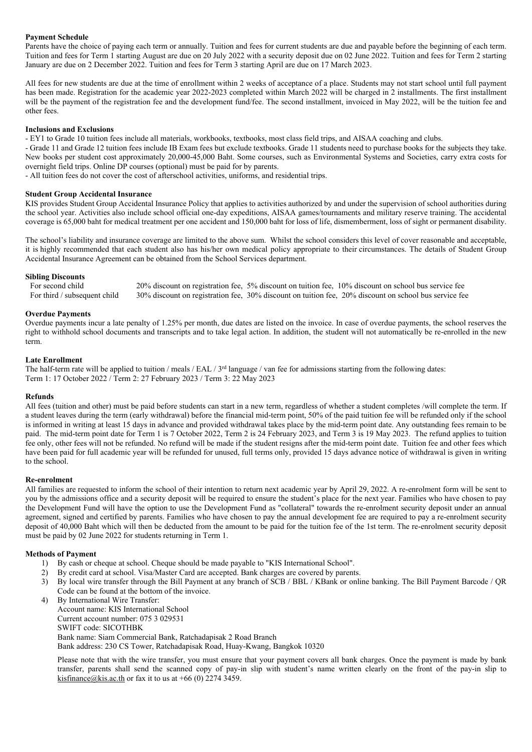**Payment Schedule**

Parents have the choice of paying each term or annually. Tuition and fees for current students are due and payable before the beginning of each term. Tuition and fees for Term 1 starting August are due on 20 July 2022 with a security deposit due on 02 June 2022. Tuition and fees for Term 2 starting January are due on 2 December 2022. Tuition and fees for Term 3 starting April are due on 17 March 2023.

All fees for new students are due at the time of enrollment within 2 weeks of acceptance of a place. Students may not start school until full payment has been made. Registration for the academic year 2022-2023 completed within March 2022 will be charged in 2 installments. The first installment will be the payment of the registration fee and the development fund/fee. The second installment, invoiced in May 2022, will be the tuition fee and other fees.

**Inclusions and Exclusions**

- EY1 to Grade 10 tuition fees include all materials, workbooks, textbooks, most class field trips, and AISAA coaching and clubs.
- Grade 11 and Grade 12 tuition fees include IB Exam fees but exclude textbooks. Grade 11 students need to purchase books for the subjects they take. New books per student cost approximately 20,000-45,000 Baht. Some courses, such as Environmental Systems and Societies, carry extra costs for overnight field trips. Online DP courses (optional) must be paid for by parents.
- All tuition fees do not cover the cost of afterschool activities, uniforms, and residential trips.

**Student Group Accidental Insurance**

KIS provides Student Group Accidental Insurance Policy that applies to activities authorized by and under the supervision of school authorities during the school year. Activities also include school official one-day expeditions, AISAA games/tournaments and military reserve training. The accidental coverage is 65,000 baht for medical treatment per one accident and 150,000 baht for loss of life, dismemberment, loss of sight or permanent disability.

The school's liability and insurance coverage are limited to the above sum. Whilst the school considers this level of cover reasonable and acceptable, it is highly recommended that each student also has his/her own medical policy appropriate to their circumstances. The details of Student Group Accidental Insurance Agreement can be obtained from the School Services department.

**Sibling Discounts**

| | | | |
|---|---|---|---|
| For second child | 20% discount on registration fee, | 5% discount on tuition fee, | 10% discount on school bus service fee |
| For third / subsequent child | 30% discount on registration fee, | 30% discount on tuition fee, | 20% discount on school bus service fee |

**Overdue Payments**

Overdue payments incur a late penalty of 1.25% per month, due dates are listed on the invoice. In case of overdue payments, the school reserves the right to withhold school documents and transcripts and to take legal action. In addition, the student will not automatically be re-enrolled in the new term.

**Late Enrollment**

The half-term rate will be applied to tuition / meals / EAL / 3rd language / van fee for admissions starting from the following dates:
Term 1: 17 October 2022 / Term 2: 27 February 2023 / Term 3: 22 May 2023

**Refunds**

All fees (tuition and other) must be paid before students can start in a new term, regardless of whether a student completes /will complete the term. If a student leaves during the term (early withdrawal) before the financial mid-term point, 50% of the paid tuition fee will be refunded only if the school is informed in writing at least 15 days in advance and provided withdrawal takes place by the mid-term point date. Any outstanding fees remain to be paid. The mid-term point date for Term 1 is 7 October 2022, Term 2 is 24 February 2023, and Term 3 is 19 May 2023. The refund applies to tuition fee only, other fees will not be refunded. No refund will be made if the student resigns after the mid-term point date. Tuition fee and other fees which have been paid for full academic year will be refunded for unused, full terms only, provided 15 days advance notice of withdrawal is given in writing to the school.

**Re-enrolment**

All families are requested to inform the school of their intention to return next academic year by April 29, 2022. A re-enrolment form will be sent to you by the admissions office and a security deposit will be required to ensure the student's place for the next year. Families who have chosen to pay the Development Fund will have the option to use the Development Fund as "collateral" towards the re-enrolment security deposit under an annual agreement, signed and certified by parents. Families who have chosen to pay the annual development fee are required to pay a re-enrolment security deposit of 40,000 Baht which will then be deducted from the amount to be paid for the tuition fee of the 1st term. The re-enrolment security deposit must be paid by 02 June 2022 for students returning in Term 1.

**Methods of Payment**

1) By cash or cheque at school. Cheque should be made payable to "KIS International School".
2) By credit card at school. Visa/Master Card are accepted. Bank charges are covered by parents.
3) By local wire transfer through the Bill Payment at any branch of SCB / BBL / KBank or online banking. The Bill Payment Barcode / QR Code can be found at the bottom of the invoice.
4) By International Wire Transfer:
   Account name: KIS International School
   Current account number: 075 3 029531
   SWIFT code: SICOTHBK
   Bank name: Siam Commercial Bank, Ratchadapisak 2 Road Branch
   Bank address: 230 CS Tower, Ratchadapisak Road, Huay-Kwang, Bangkok 10320

   Please note that with the wire transfer, you must ensure that your payment covers all bank charges. Once the payment is made by bank transfer, parents shall send the scanned copy of pay-in slip with student's name written clearly on the front of the pay-in slip to kisfinance@kis.ac.th or fax it to us at +66 (0) 2274 3459.